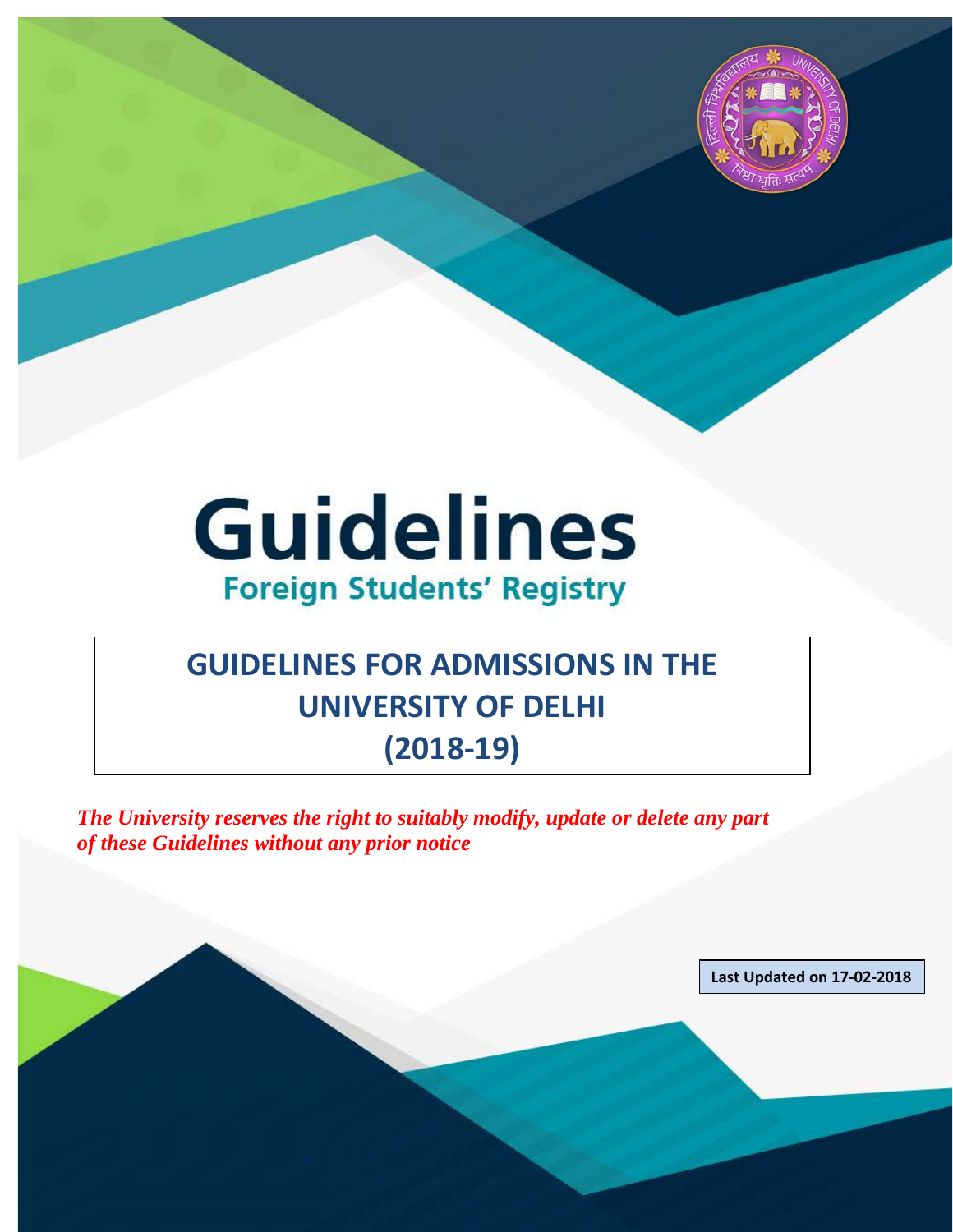# Guidelines

## Foreign Students' Registry

## GUIDELINES FOR ADMISSIONS IN THE UNIVERSITY OF DELHI (2018-19)

***The University reserves the right to suitably modify, update or delete any part of these Guidelines without any prior notice***

**Last Updated on 17-02-2018**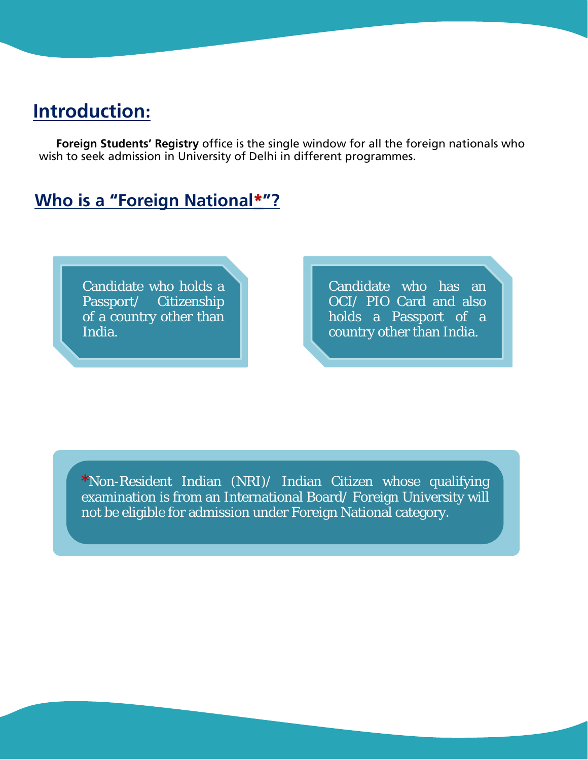## Introduction:

**Foreign Students' Registry** office is the single window for all the foreign nationals who wish to seek admission in University of Delhi in different programmes.

## Who is a "Foreign National*"?

Candidate who holds a Passport/ Citizenship of a country other than India.

Candidate who has an OCI/ PIO Card and also holds a Passport of a country other than India.

*Non-Resident Indian (NRI)/ Indian Citizen whose qualifying examination is from an International Board/ Foreign University will not be eligible for admission under Foreign National category.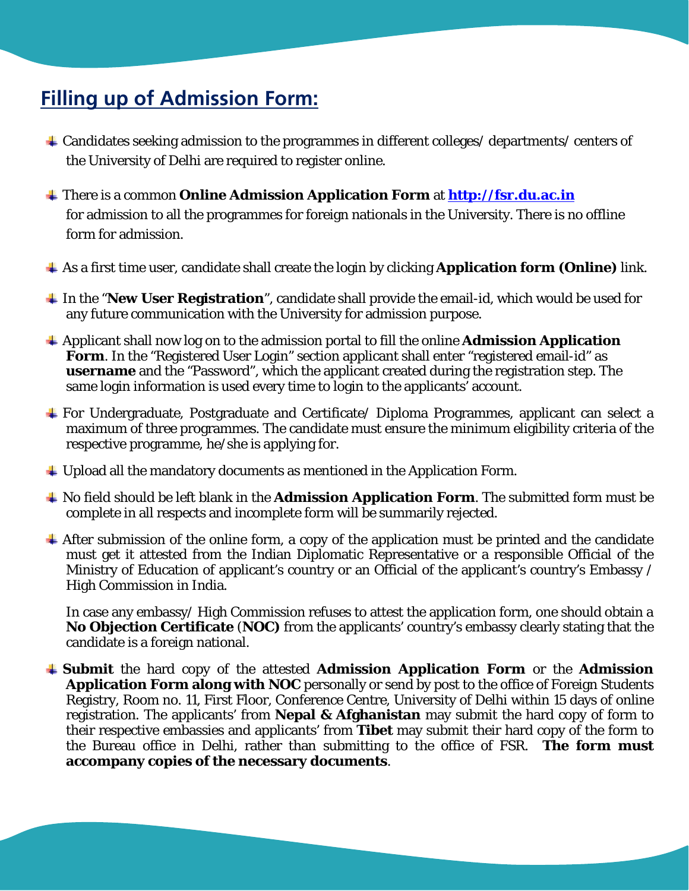## Filling up of Admission Form:

- Candidates seeking admission to the programmes in different colleges/ departments/ centers of the University of Delhi are required to register online.
- There is a common **Online Admission Application Form** at **http://fsr.du.ac.in** for admission to all the programmes for foreign nationals in the University. There is no offline form for admission.
- As a first time user, candidate shall create the login by clicking **Application form (Online)** link.
- In the "**New User Registration**", candidate shall provide the email-id, which would be used for any future communication with the University for admission purpose.
- Applicant shall now log on to the admission portal to fill the online **Admission Application Form**. In the "Registered User Login" section applicant shall enter "registered email-id" as **username** and the "Password", which the applicant created during the registration step. The same login information is used every time to login to the applicants' account.
- For Undergraduate, Postgraduate and Certificate/ Diploma Programmes, applicant can select a maximum of three programmes. The candidate must ensure the minimum eligibility criteria of the respective programme, he/she is applying for.
- Upload all the mandatory documents as mentioned in the Application Form.
- No field should be left blank in the **Admission Application Form**. The submitted form must be complete in all respects and incomplete form will be summarily rejected.
- After submission of the online form, a copy of the application must be printed and the candidate must get it attested from the Indian Diplomatic Representative or a responsible Official of the Ministry of Education of applicant's country or an Official of the applicant's country's Embassy / High Commission in India.

  In case any embassy/ High Commission refuses to attest the application form, one should obtain a **No Objection Certificate** (**NOC)** from the applicants' country's embassy clearly stating that the candidate is a foreign national.
- **Submit** the hard copy of the attested **Admission Application Form** or the **Admission Application Form along with NOC** personally or send by post to the office of Foreign Students Registry, Room no. 11, First Floor, Conference Centre, University of Delhi within 15 days of online registration. The applicants' from **Nepal & Afghanistan** may submit the hard copy of form to their respective embassies and applicants' from **Tibet** may submit their hard copy of the form to the Bureau office in Delhi, rather than submitting to the office of FSR. **The form must accompany copies of the necessary documents**.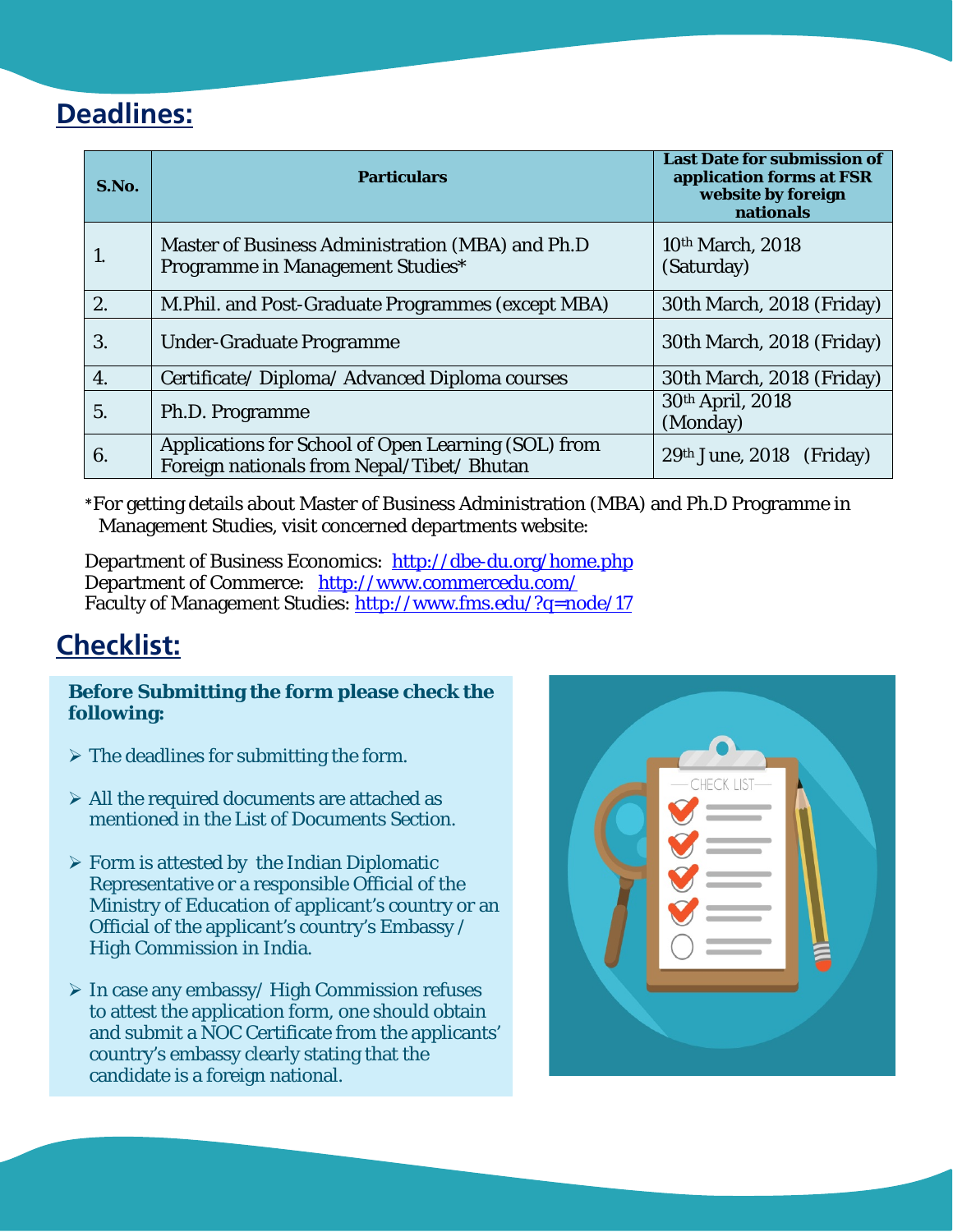## Deadlines:

| S.No. | Particulars | Last Date for submission of application forms at FSR website by foreign nationals |
|---|---|---|
| 1. | Master of Business Administration (MBA) and Ph.D Programme in Management Studies* | 10th March, 2018 (Saturday) |
| 2. | M.Phil. and Post-Graduate Programmes (except MBA) | 30th March, 2018 (Friday) |
| 3. | Under-Graduate Programme | 30th March, 2018 (Friday) |
| 4. | Certificate/ Diploma/ Advanced Diploma courses | 30th March, 2018 (Friday) |
| 5. | Ph.D. Programme | 30th April, 2018 (Monday) |
| 6. | Applications for School of Open Learning (SOL) from Foreign nationals from Nepal/Tibet/ Bhutan | 29th June, 2018 (Friday) |

*For getting details about Master of Business Administration (MBA) and Ph.D Programme in Management Studies, visit concerned departments website:

Department of Business Economics: http://dbe-du.org/home.php
Department of Commerce: http://www.commercedu.com/
Faculty of Management Studies: http://www.fms.edu/?q=node/17

## Checklist:

**Before Submitting the form please check the following:**

- The deadlines for submitting the form.
- All the required documents are attached as mentioned in the List of Documents Section.
- Form is attested by the Indian Diplomatic Representative or a responsible Official of the Ministry of Education of applicant's country or an Official of the applicant's country's Embassy / High Commission in India.
- In case any embassy/ High Commission refuses to attest the application form, one should obtain and submit a NOC Certificate from the applicants' country's embassy clearly stating that the candidate is a foreign national.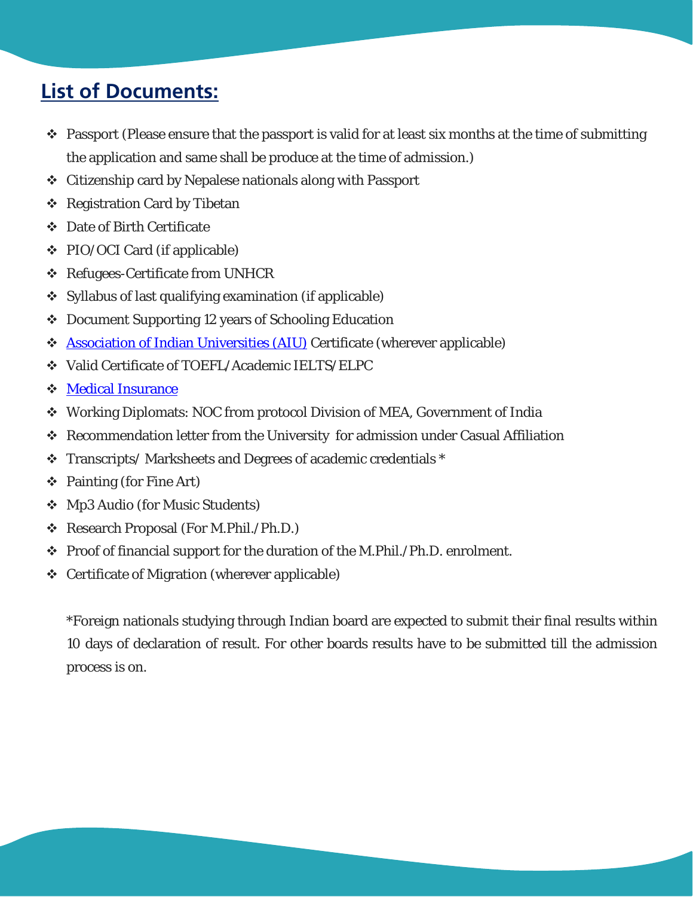## List of Documents:

- Passport (Please ensure that the passport is valid for at least six months at the time of submitting the application and same shall be produce at the time of admission.)
- Citizenship card by Nepalese nationals along with Passport
- Registration Card by Tibetan
- Date of Birth Certificate
- PIO/OCI Card (if applicable)
- Refugees-Certificate from UNHCR
- Syllabus of last qualifying examination (if applicable)
- Document Supporting 12 years of Schooling Education
- Association of Indian Universities (AIU) Certificate (wherever applicable)
- Valid Certificate of TOEFL/Academic IELTS/ELPC
- Medical Insurance
- Working Diplomats: NOC from protocol Division of MEA, Government of India
- Recommendation letter from the University for admission under Casual Affiliation
- Transcripts/ Marksheets and Degrees of academic credentials *
- Painting (for Fine Art)
- Mp3 Audio (for Music Students)
- Research Proposal (For M.Phil./Ph.D.)
- Proof of financial support for the duration of the M.Phil./Ph.D. enrolment.
- Certificate of Migration (wherever applicable)

*Foreign nationals studying through Indian board are expected to submit their final results within 10 days of declaration of result. For other boards results have to be submitted till the admission process is on.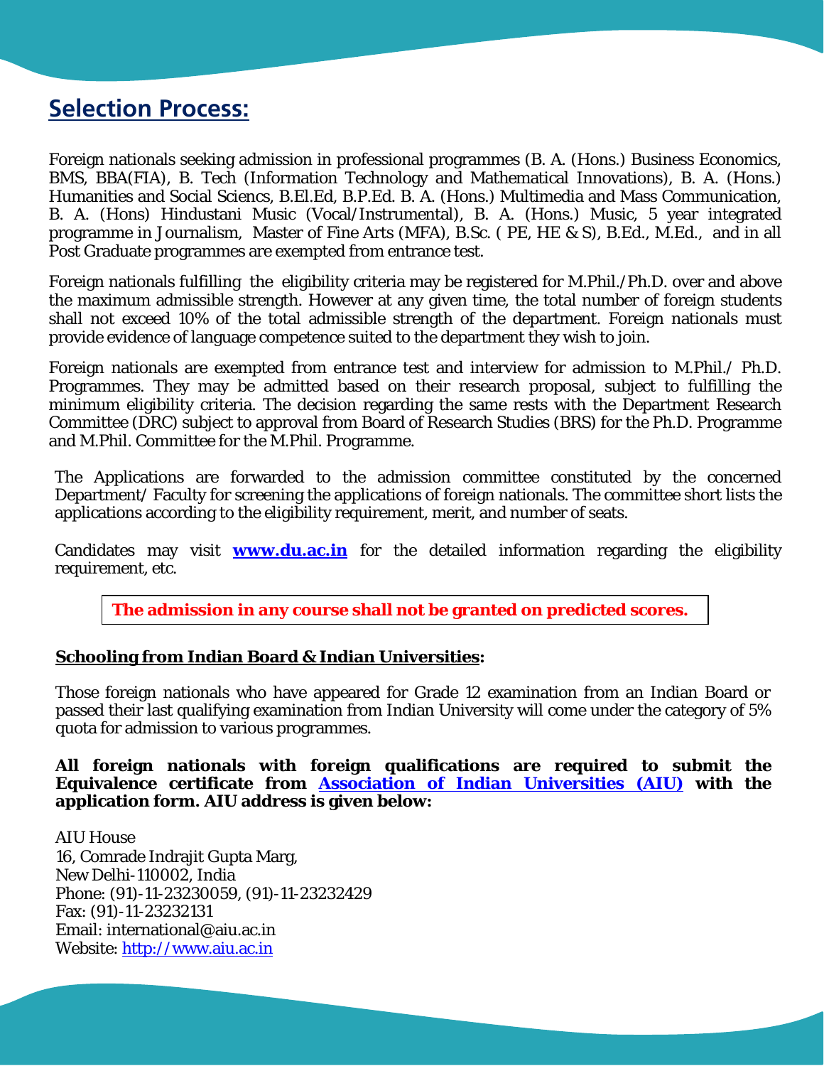## Selection Process:

Foreign nationals seeking admission in professional programmes (B. A. (Hons.) Business Economics, BMS, BBA(FIA), B. Tech (Information Technology and Mathematical Innovations), B. A. (Hons.) Humanities and Social Sciencs, B.El.Ed, B.P.Ed. B. A. (Hons.) Multimedia and Mass Communication, B. A. (Hons) Hindustani Music (Vocal/Instrumental), B. A. (Hons.) Music, 5 year integrated programme in Journalism, Master of Fine Arts (MFA), B.Sc. ( PE, HE & S), B.Ed., M.Ed., and in all Post Graduate programmes are exempted from entrance test.

Foreign nationals fulfilling the eligibility criteria may be registered for M.Phil./Ph.D. over and above the maximum admissible strength. However at any given time, the total number of foreign students shall not exceed 10% of the total admissible strength of the department. Foreign nationals must provide evidence of language competence suited to the department they wish to join.

Foreign nationals are exempted from entrance test and interview for admission to M.Phil./ Ph.D. Programmes. They may be admitted based on their research proposal, subject to fulfilling the minimum eligibility criteria. The decision regarding the same rests with the Department Research Committee (DRC) subject to approval from Board of Research Studies (BRS) for the Ph.D. Programme and M.Phil. Committee for the M.Phil. Programme.

The Applications are forwarded to the admission committee constituted by the concerned Department/ Faculty for screening the applications of foreign nationals. The committee short lists the applications according to the eligibility requirement, merit, and number of seats.

Candidates may visit **www.du.ac.in** for the detailed information regarding the eligibility requirement, etc.

**The admission in any course shall not be granted on predicted scores.**

**Schooling from Indian Board & Indian Universities:**

Those foreign nationals who have appeared for Grade 12 examination from an Indian Board or passed their last qualifying examination from Indian University will come under the category of 5% quota for admission to various programmes.

**All foreign nationals with foreign qualifications are required to submit the Equivalence certificate from Association of Indian Universities (AIU) with the application form. AIU address is given below:**

AIU House
16, Comrade Indrajit Gupta Marg,
New Delhi-110002, India
Phone: (91)-11-23230059, (91)-11-23232429
Fax: (91)-11-23232131
Email: international@aiu.ac.in
Website: http://www.aiu.ac.in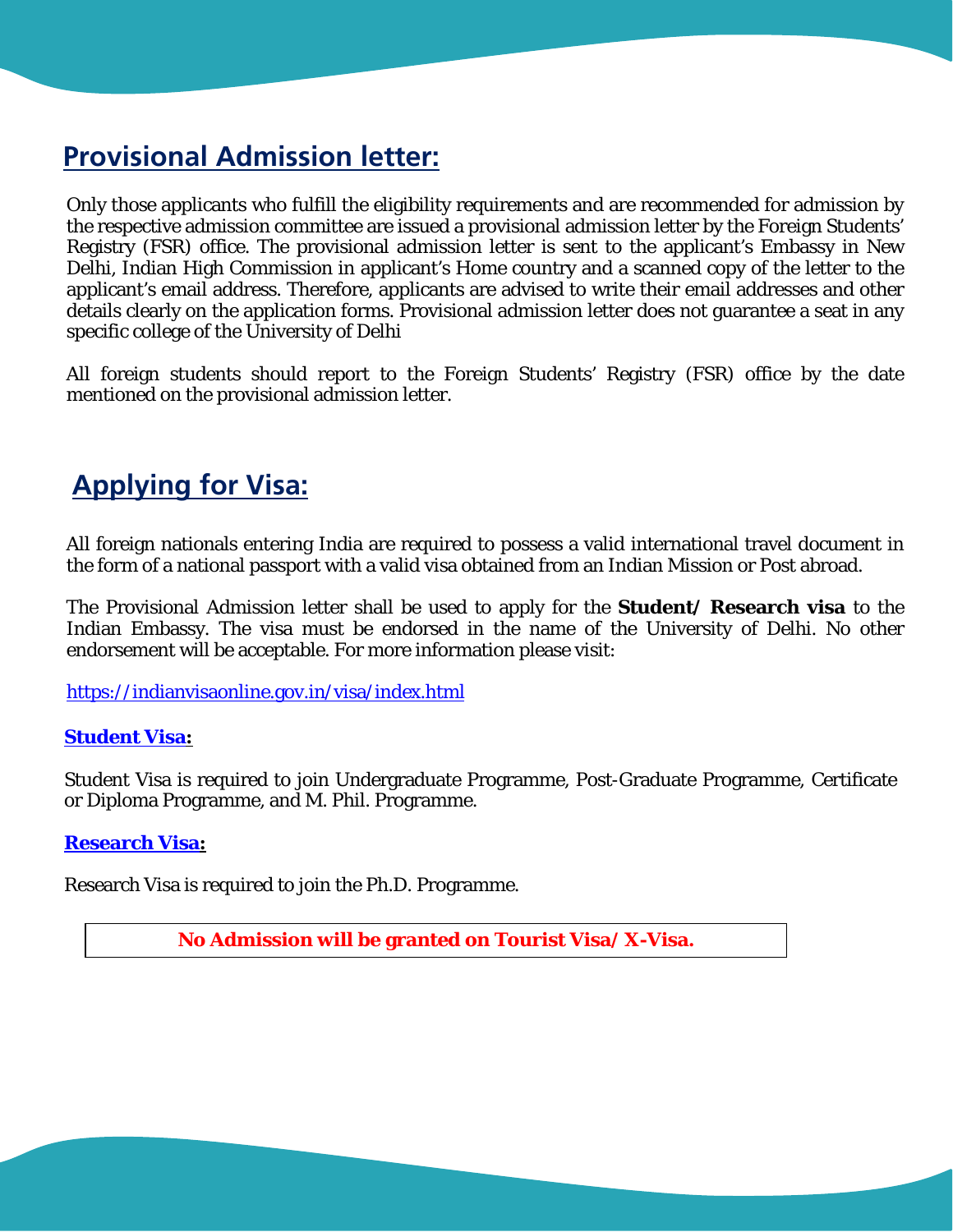## Provisional Admission letter:

Only those applicants who fulfill the eligibility requirements and are recommended for admission by the respective admission committee are issued a provisional admission letter by the Foreign Students' Registry (FSR) office. The provisional admission letter is sent to the applicant's Embassy in New Delhi, Indian High Commission in applicant's Home country and a scanned copy of the letter to the applicant's email address. Therefore, applicants are advised to write their email addresses and other details clearly on the application forms. Provisional admission letter does not guarantee a seat in any specific college of the University of Delhi

All foreign students should report to the Foreign Students' Registry (FSR) office by the date mentioned on the provisional admission letter.

## Applying for Visa:

All foreign nationals entering India are required to possess a valid international travel document in the form of a national passport with a valid visa obtained from an Indian Mission or Post abroad.

The Provisional Admission letter shall be used to apply for the **Student/ Research visa** to the Indian Embassy. The visa must be endorsed in the name of the University of Delhi. No other endorsement will be acceptable. For more information please visit:

https://indianvisaonline.gov.in/visa/index.html

**Student Visa:**

Student Visa is required to join Undergraduate Programme, Post-Graduate Programme, Certificate or Diploma Programme, and M. Phil. Programme.

**Research Visa:**

Research Visa is required to join the Ph.D. Programme.

**No Admission will be granted on Tourist Visa/ X-Visa.**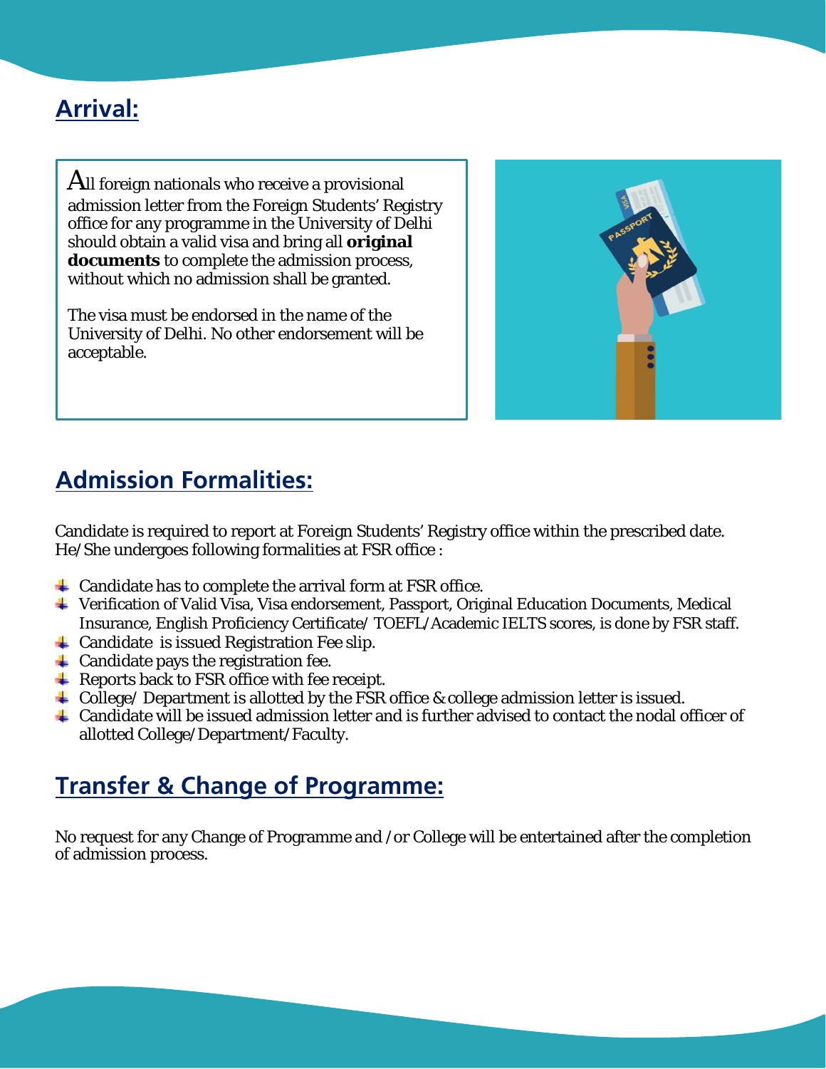## Arrival:

All foreign nationals who receive a provisional admission letter from the Foreign Students' Registry office for any programme in the University of Delhi should obtain a valid visa and bring all **original documents** to complete the admission process, without which no admission shall be granted.

The visa must be endorsed in the name of the University of Delhi. No other endorsement will be acceptable.

## Admission Formalities:

Candidate is required to report at Foreign Students' Registry office within the prescribed date. He/She undergoes following formalities at FSR office :

- Candidate has to complete the arrival form at FSR office.
- Verification of Valid Visa, Visa endorsement, Passport, Original Education Documents, Medical Insurance, English Proficiency Certificate/ TOEFL/Academic IELTS scores, is done by FSR staff.
- Candidate is issued Registration Fee slip.
- Candidate pays the registration fee.
- Reports back to FSR office with fee receipt.
- College/ Department is allotted by the FSR office & college admission letter is issued.
- Candidate will be issued admission letter and is further advised to contact the nodal officer of allotted College/Department/Faculty.

## Transfer & Change of Programme:

No request for any Change of Programme and /or College will be entertained after the completion of admission process.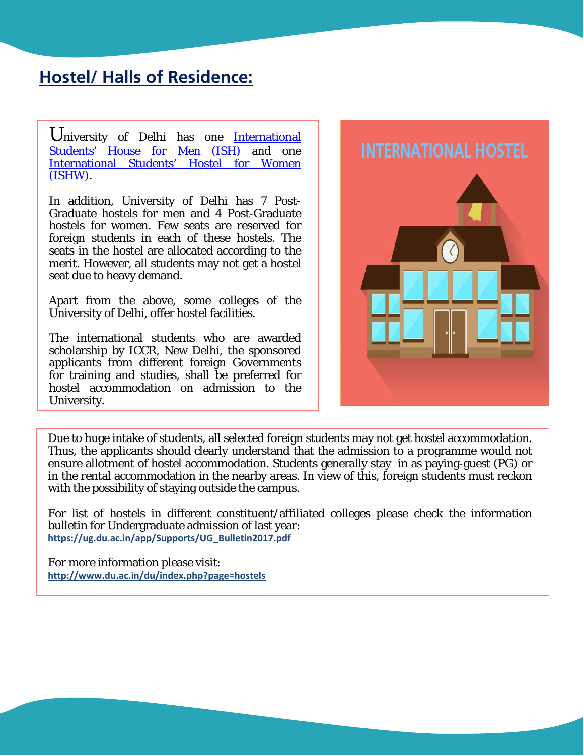## Hostel/ Halls of Residence:

University of Delhi has one International Students' House for Men (ISH) and one International Students' Hostel for Women (ISHW).

In addition, University of Delhi has 7 Post-Graduate hostels for men and 4 Post-Graduate hostels for women. Few seats are reserved for foreign students in each of these hostels. The seats in the hostel are allocated according to the merit. However, all students may not get a hostel seat due to heavy demand.

Apart from the above, some colleges of the University of Delhi, offer hostel facilities.

The international students who are awarded scholarship by ICCR, New Delhi, the sponsored applicants from different foreign Governments for training and studies, shall be preferred for hostel accommodation on admission to the University.

Due to huge intake of students, all selected foreign students may not get hostel accommodation. Thus, the applicants should clearly understand that the admission to a programme would not ensure allotment of hostel accommodation. Students generally stay in as paying-guest (PG) or in the rental accommodation in the nearby areas. In view of this, foreign students must reckon with the possibility of staying outside the campus.

For list of hostels in different constituent/affiliated colleges please check the information bulletin for Undergraduate admission of last year:
https://ug.du.ac.in/app/Supports/UG_Bulletin2017.pdf

For more information please visit:
http://www.du.ac.in/du/index.php?page=hostels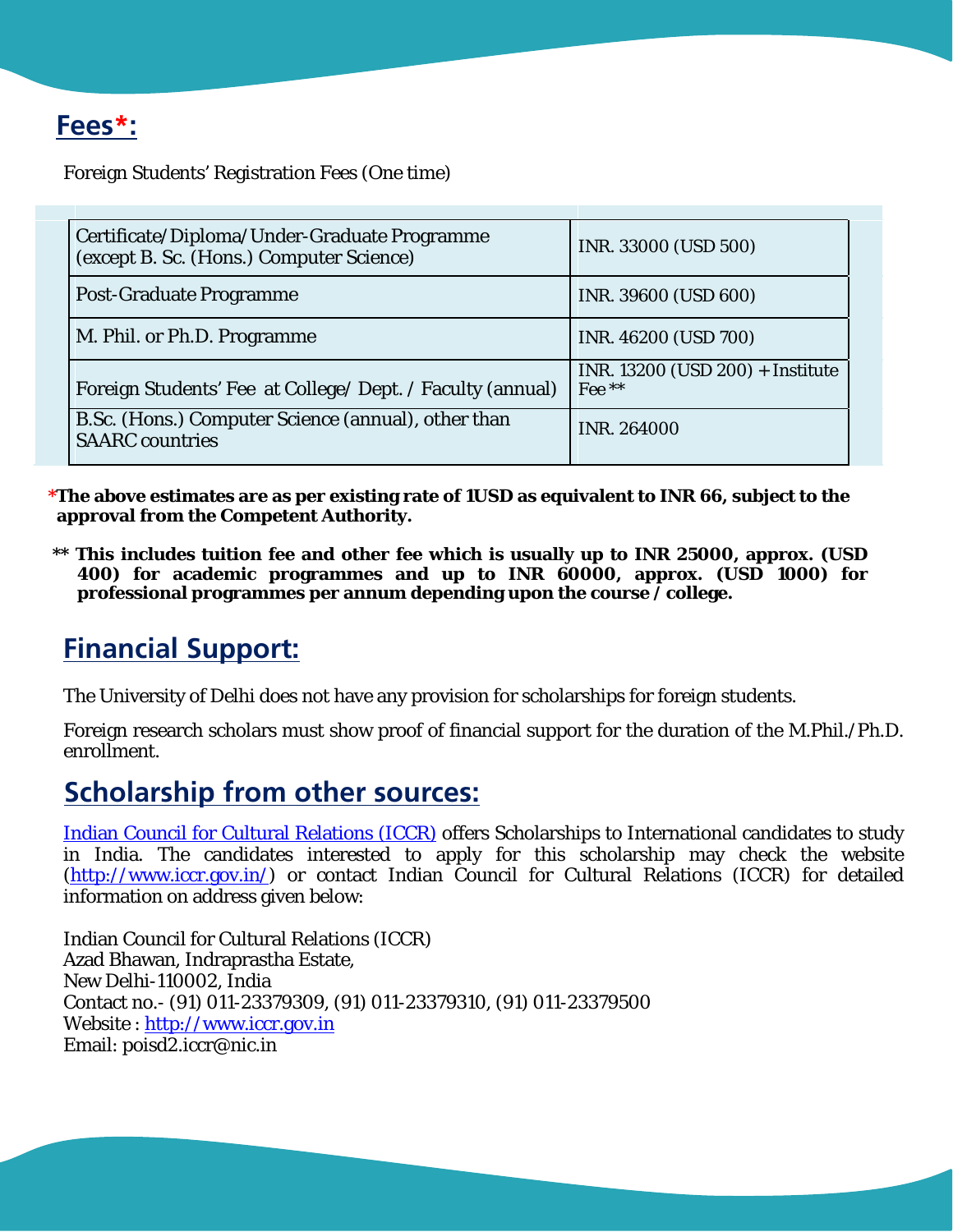## Fees*:

Foreign Students' Registration Fees (One time)

| | |
|---|---|
| Certificate/Diploma/Under-Graduate Programme (except B. Sc. (Hons.) Computer Science) | INR. 33000 (USD 500) |
| Post-Graduate Programme | INR. 39600 (USD 600) |
| M. Phil. or Ph.D. Programme | INR. 46200 (USD 700) |
| Foreign Students' Fee at College/ Dept. / Faculty (annual) | INR. 13200 (USD 200) + Institute Fee ** |
| B.Sc. (Hons.) Computer Science (annual), other than SAARC countries | INR. 264000 |

***The above estimates are as per existing rate of 1USD as equivalent to INR 66, subject to the approval from the Competent Authority.**

**** This includes tuition fee and other fee which is usually up to INR 25000, approx. (USD 400) for academic programmes and up to INR 60000, approx. (USD 1000) for professional programmes per annum depending upon the course / college.**

## Financial Support:

The University of Delhi does not have any provision for scholarships for foreign students.

Foreign research scholars must show proof of financial support for the duration of the M.Phil./Ph.D. enrollment.

## Scholarship from other sources:

Indian Council for Cultural Relations (ICCR) offers Scholarships to International candidates to study in India. The candidates interested to apply for this scholarship may check the website (http://www.iccr.gov.in/) or contact Indian Council for Cultural Relations (ICCR) for detailed information on address given below:

Indian Council for Cultural Relations (ICCR)
Azad Bhawan, Indraprastha Estate,
New Delhi-110002, India
Contact no.- (91) 011-23379309, (91) 011-23379310, (91) 011-23379500
Website : http://www.iccr.gov.in
Email: poisd2.iccr@nic.in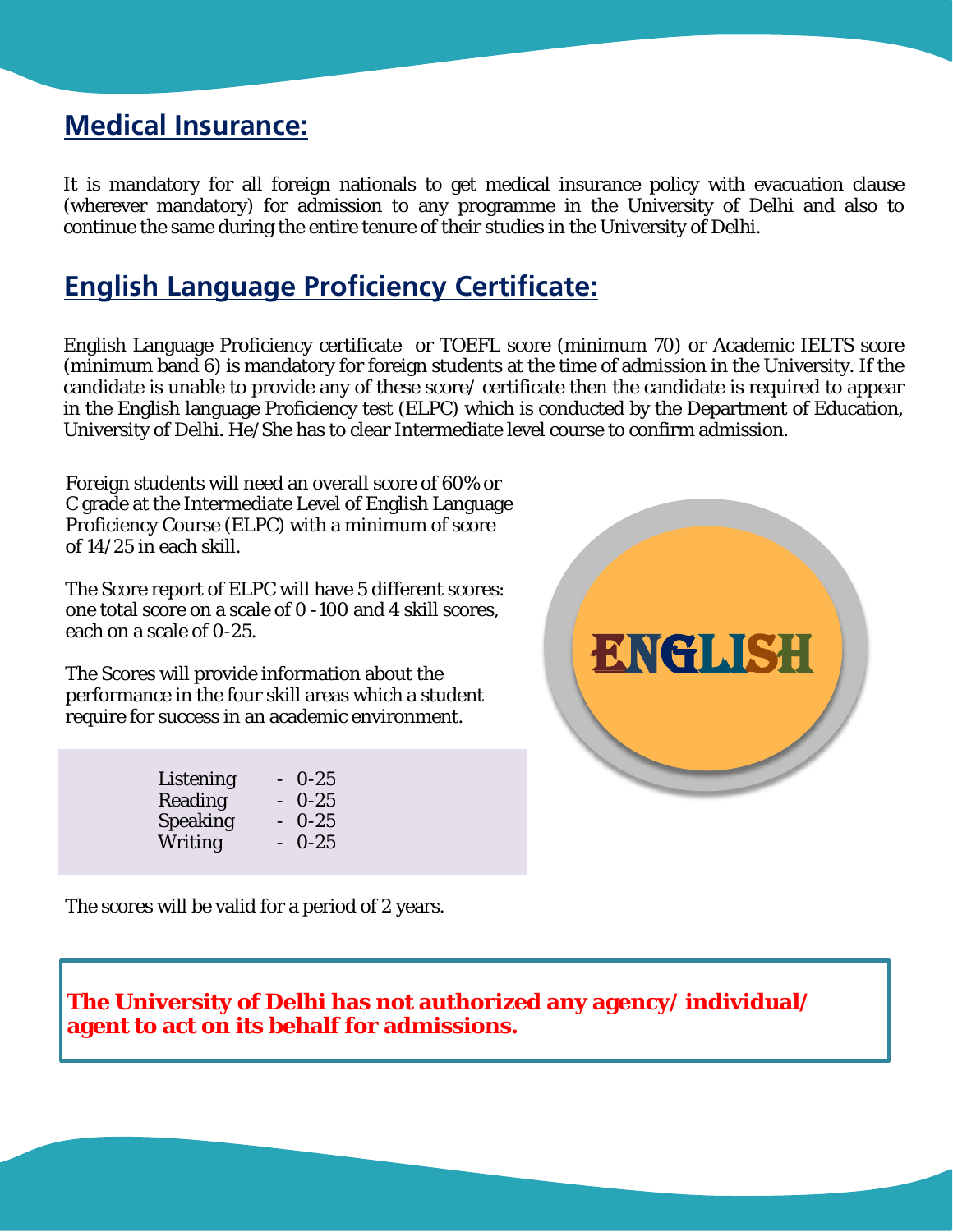## Medical Insurance:

It is mandatory for all foreign nationals to get medical insurance policy with evacuation clause (wherever mandatory) for admission to any programme in the University of Delhi and also to continue the same during the entire tenure of their studies in the University of Delhi.

## English Language Proficiency Certificate:

English Language Proficiency certificate or TOEFL score (minimum 70) or Academic IELTS score (minimum band 6) is mandatory for foreign students at the time of admission in the University. If the candidate is unable to provide any of these score/ certificate then the candidate is required to appear in the English language Proficiency test (ELPC) which is conducted by the Department of Education, University of Delhi. He/She has to clear Intermediate level course to confirm admission.

Foreign students will need an overall score of 60% or C grade at the Intermediate Level of English Language Proficiency Course (ELPC) with a minimum of score of 14/25 in each skill.

The Score report of ELPC will have 5 different scores: one total score on a scale of 0 -100 and 4 skill scores, each on a scale of 0-25.

The Scores will provide information about the performance in the four skill areas which a student require for success in an academic environment.

| | |
|---|---|
| Listening | - 0-25 |
| Reading | - 0-25 |
| Speaking | - 0-25 |
| Writing | - 0-25 |

ENGLISH

The scores will be valid for a period of 2 years.

**The University of Delhi has not authorized any agency/ individual/ agent to act on its behalf for admissions.**